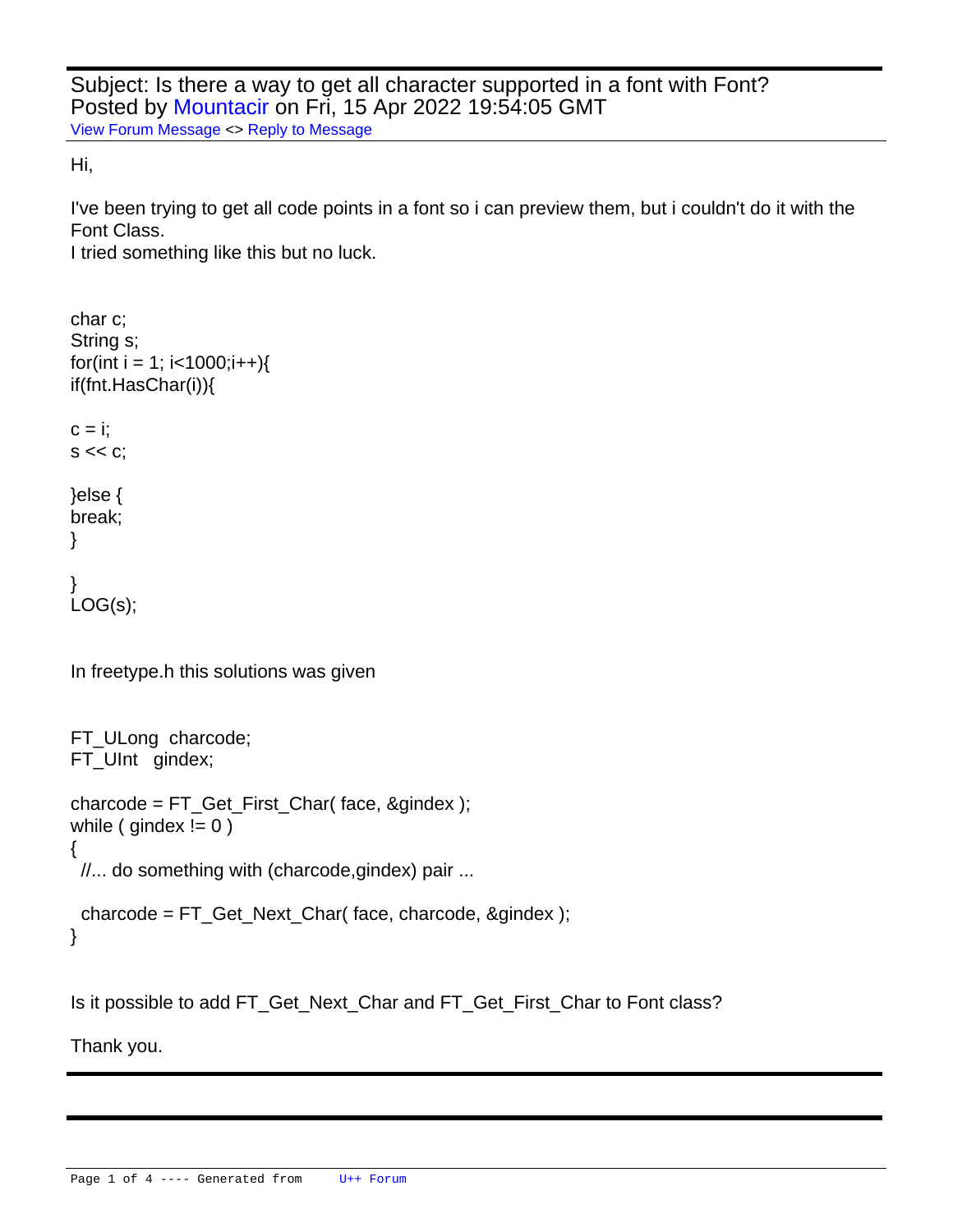Subject: Is there a way to get all character supported in a font with Font?
Posted by Mountacir on Fri, 15 Apr 2022 19:54:05 GMT
View Forum Message <> Reply to Message

---

Hi,

I've been trying to get all code points in a font so i can preview them, but i couldn't do it with the Font Class.
I tried something like this but no luck.

```
char c;
String s;
for(int i = 1; i<1000;i++){
if(fnt.HasChar(i)){

c = i;
s << c;

}else {
break;
}

}
LOG(s);
```

In freetype.h this solutions was given

```
FT_ULong  charcode;
FT_UInt   gindex;

charcode = FT_Get_First_Char( face, &gindex );
while ( gindex != 0 )
{
  //... do something with (charcode,gindex) pair ...

  charcode = FT_Get_Next_Char( face, charcode, &gindex );
}
```

Is it possible to add FT_Get_Next_Char and FT_Get_First_Char to Font class?

Thank you.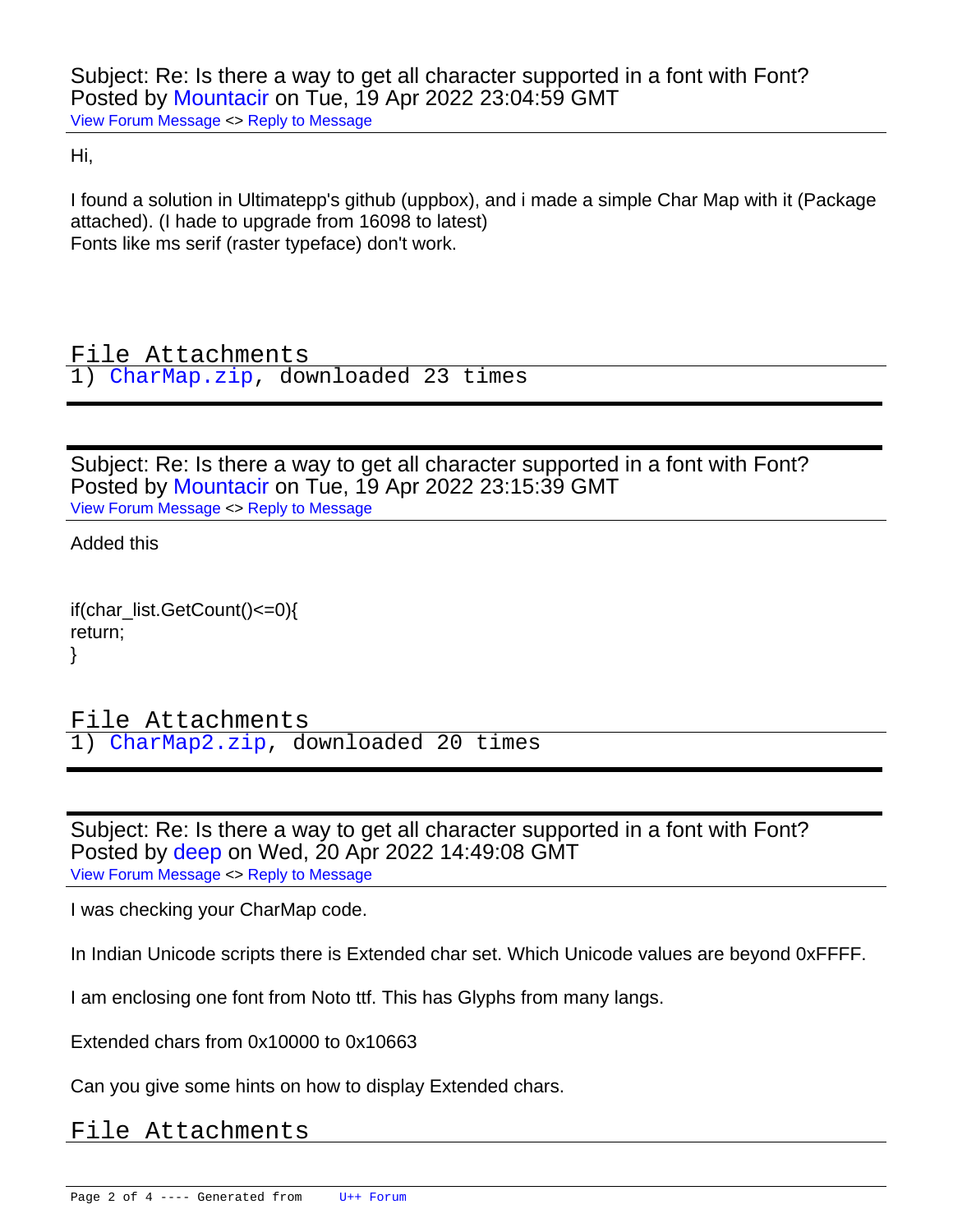Subject: Re: Is there a way to get all character supported in a font with Font?
Posted by Mountacir on Tue, 19 Apr 2022 23:04:59 GMT
View Forum Message <> Reply to Message

Hi,

I found a solution in Ultimatepp's github (uppbox), and i made a simple Char Map with it (Package attached). (I hade to upgrade from 16098 to latest)
Fonts like ms serif (raster typeface) don't work.

File Attachments
1) CharMap.zip, downloaded 23 times

---

Subject: Re: Is there a way to get all character supported in a font with Font?
Posted by Mountacir on Tue, 19 Apr 2022 23:15:39 GMT
View Forum Message <> Reply to Message

Added this

```
if(char_list.GetCount()<=0){
return;
}
```

File Attachments
1) CharMap2.zip, downloaded 20 times

---

Subject: Re: Is there a way to get all character supported in a font with Font?
Posted by deep on Wed, 20 Apr 2022 14:49:08 GMT
View Forum Message <> Reply to Message

I was checking your CharMap code.

In Indian Unicode scripts there is Extended char set. Which Unicode values are beyond 0xFFFF.

I am enclosing one font from Noto ttf. This has Glyphs from many langs.

Extended chars from 0x10000 to 0x10663

Can you give some hints on how to display Extended chars.

File Attachments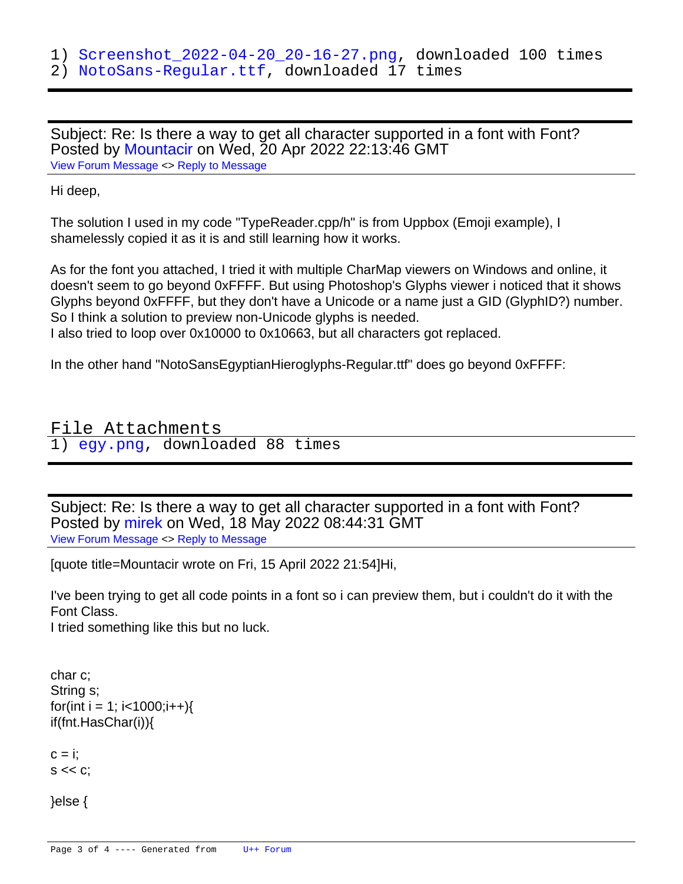1) Screenshot_2022-04-20_20-16-27.png, downloaded 100 times
2) NotoSans-Regular.ttf, downloaded 17 times

---

Subject: Re: Is there a way to get all character supported in a font with Font?
Posted by Mountacir on Wed, 20 Apr 2022 22:13:46 GMT
View Forum Message <> Reply to Message

Hi deep,

The solution I used in my code "TypeReader.cpp/h" is from Uppbox (Emoji example), I shamelessly copied it as it is and still learning how it works.

As for the font you attached, I tried it with multiple CharMap viewers on Windows and online, it doesn't seem to go beyond 0xFFFF. But using Photoshop's Glyphs viewer i noticed that it shows Glyphs beyond 0xFFFF, but they don't have a Unicode or a name just a GID (GlyphID?) number. So I think a solution to preview non-Unicode glyphs is needed.
I also tried to loop over 0x10000 to 0x10663, but all characters got replaced.

In the other hand "NotoSansEgyptianHieroglyphs-Regular.ttf" does go beyond 0xFFFF:

File Attachments
1) egy.png, downloaded 88 times

---

Subject: Re: Is there a way to get all character supported in a font with Font?
Posted by mirek on Wed, 18 May 2022 08:44:31 GMT
View Forum Message <> Reply to Message

[quote title=Mountacir wrote on Fri, 15 April 2022 21:54]Hi,

I've been trying to get all code points in a font so i can preview them, but i couldn't do it with the Font Class.
I tried something like this but no luck.

```
char c;
String s;
for(int i = 1; i<1000;i++){
if(fnt.HasChar(i)){

c = i;
s << c;

}else {
```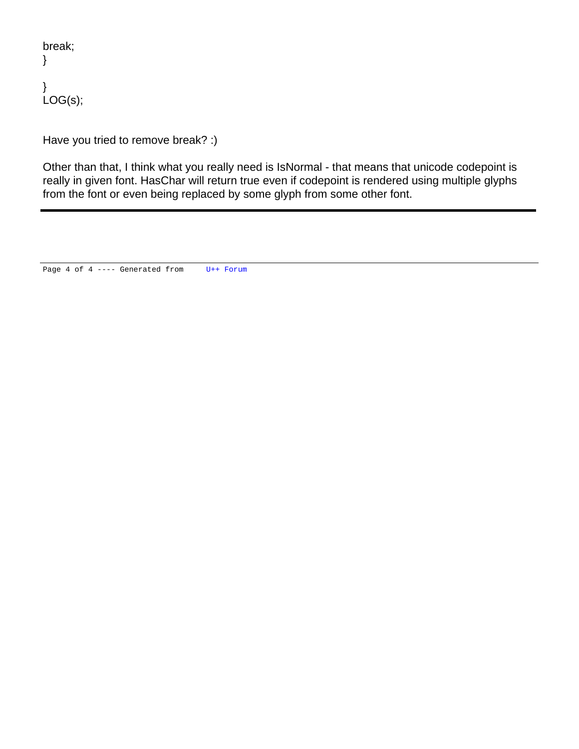```
break;
}

}
LOG(s);
```

Have you tried to remove break? :)

Other than that, I think what you really need is IsNormal - that means that unicode codepoint is really in given font. HasChar will return true even if codepoint is rendered using multiple glyphs from the font or even being replaced by some glyph from some other font.

---